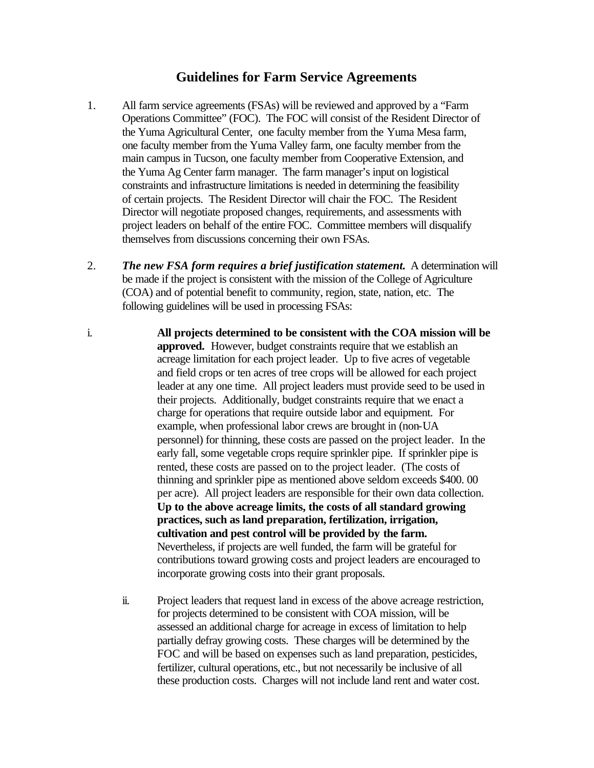# Guidelines for Farm Service Agreements

1. All farm service agreements (FSAs) will be reviewed and approved by a "Farm Operations Committee" (FOC). The FOC will consist of the Resident Director of the Yuma Agricultural Center, one faculty member from the Yuma Mesa farm, one faculty member from the Yuma Valley farm, one faculty member from the main campus in Tucson, one faculty member from Cooperative Extension, and the Yuma Ag Center farm manager. The farm manager's input on logistical constraints and infrastructure limitations is needed in determining the feasibility of certain projects. The Resident Director will chair the FOC. The Resident Director will negotiate proposed changes, requirements, and assessments with project leaders on behalf of the entire FOC. Committee members will disqualify themselves from discussions concerning their own FSAs.

2. ***The new FSA form requires a brief justification statement.*** A determination will be made if the project is consistent with the mission of the College of Agriculture (COA) and of potential benefit to community, region, state, nation, etc. The following guidelines will be used in processing FSAs:

   i. **All projects determined to be consistent with the COA mission will be approved.** However, budget constraints require that we establish an acreage limitation for each project leader. Up to five acres of vegetable and field crops or ten acres of tree crops will be allowed for each project leader at any one time. All project leaders must provide seed to be used in their projects. Additionally, budget constraints require that we enact a charge for operations that require outside labor and equipment. For example, when professional labor crews are brought in (non-UA personnel) for thinning, these costs are passed on the project leader. In the early fall, some vegetable crops require sprinkler pipe. If sprinkler pipe is rented, these costs are passed on to the project leader. (The costs of thinning and sprinkler pipe as mentioned above seldom exceeds $400. 00 per acre). All project leaders are responsible for their own data collection. **Up to the above acreage limits, the costs of all standard growing practices, such as land preparation, fertilization, irrigation, cultivation and pest control will be provided by the farm.** Nevertheless, if projects are well funded, the farm will be grateful for contributions toward growing costs and project leaders are encouraged to incorporate growing costs into their grant proposals.

   ii. Project leaders that request land in excess of the above acreage restriction, for projects determined to be consistent with COA mission, will be assessed an additional charge for acreage in excess of limitation to help partially defray growing costs. These charges will be determined by the FOC and will be based on expenses such as land preparation, pesticides, fertilizer, cultural operations, etc., but not necessarily be inclusive of all these production costs. Charges will not include land rent and water cost.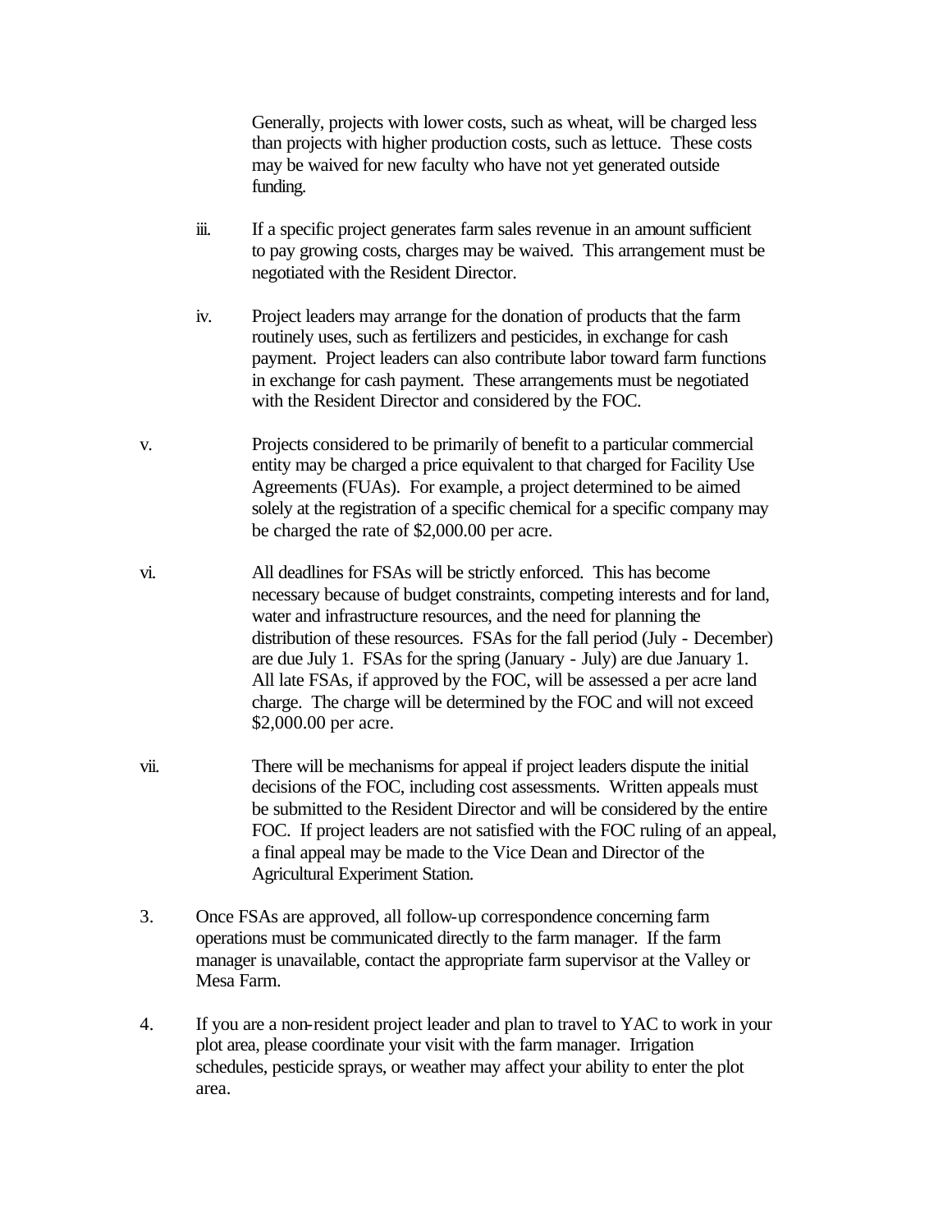Generally, projects with lower costs, such as wheat, will be charged less than projects with higher production costs, such as lettuce. These costs may be waived for new faculty who have not yet generated outside funding.

iii. If a specific project generates farm sales revenue in an amount sufficient to pay growing costs, charges may be waived. This arrangement must be negotiated with the Resident Director.

iv. Project leaders may arrange for the donation of products that the farm routinely uses, such as fertilizers and pesticides, in exchange for cash payment. Project leaders can also contribute labor toward farm functions in exchange for cash payment. These arrangements must be negotiated with the Resident Director and considered by the FOC.

v. Projects considered to be primarily of benefit to a particular commercial entity may be charged a price equivalent to that charged for Facility Use Agreements (FUAs). For example, a project determined to be aimed solely at the registration of a specific chemical for a specific company may be charged the rate of $2,000.00 per acre.

vi. All deadlines for FSAs will be strictly enforced. This has become necessary because of budget constraints, competing interests and for land, water and infrastructure resources, and the need for planning the distribution of these resources. FSAs for the fall period (July - December) are due July 1. FSAs for the spring (January - July) are due January 1. All late FSAs, if approved by the FOC, will be assessed a per acre land charge. The charge will be determined by the FOC and will not exceed $2,000.00 per acre.

vii. There will be mechanisms for appeal if project leaders dispute the initial decisions of the FOC, including cost assessments. Written appeals must be submitted to the Resident Director and will be considered by the entire FOC. If project leaders are not satisfied with the FOC ruling of an appeal, a final appeal may be made to the Vice Dean and Director of the Agricultural Experiment Station.

3. Once FSAs are approved, all follow-up correspondence concerning farm operations must be communicated directly to the farm manager. If the farm manager is unavailable, contact the appropriate farm supervisor at the Valley or Mesa Farm.

4. If you are a non-resident project leader and plan to travel to YAC to work in your plot area, please coordinate your visit with the farm manager. Irrigation schedules, pesticide sprays, or weather may affect your ability to enter the plot area.